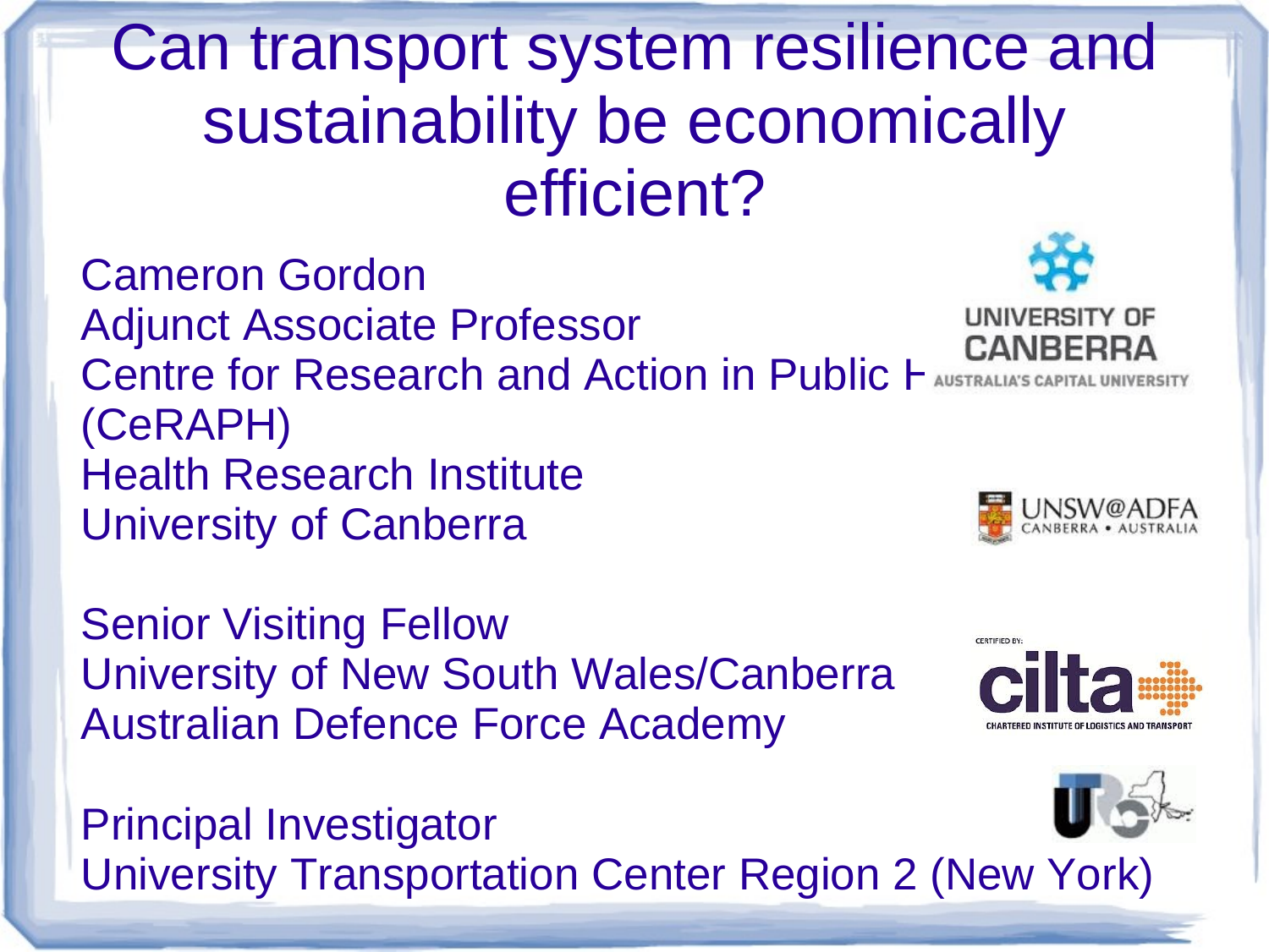# Can transport system resilience and sustainability be economically efficient?

Cameron Gordon
Adjunct Associate Professor
Centre for Research and Action in Public H
(CeRAPH)
Health Research Institute
University of Canberra

Senior Visiting Fellow
University of New South Wales/Canberra
Australian Defence Force Academy

Principal Investigator
University Transportation Center Region 2 (New York)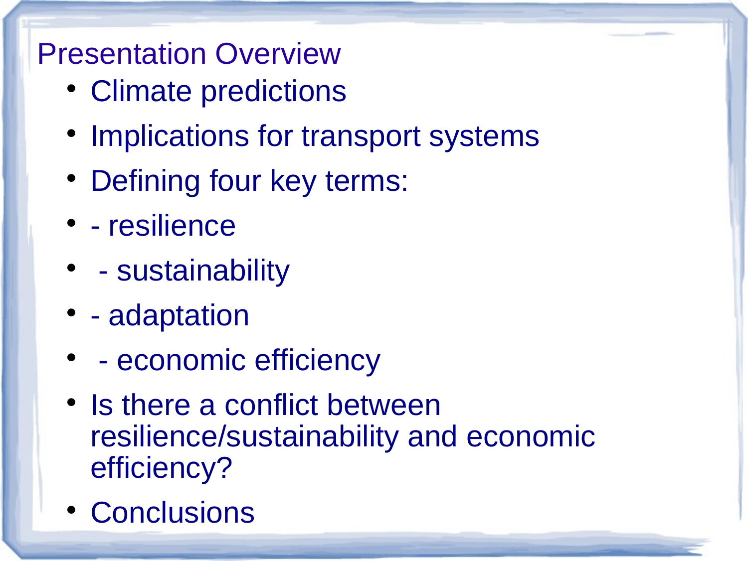# Presentation Overview

- Climate predictions
- Implications for transport systems
- Defining four key terms:
- - resilience
- - sustainability
- - adaptation
- - economic efficiency
- Is there a conflict between resilience/sustainability and economic efficiency?
- Conclusions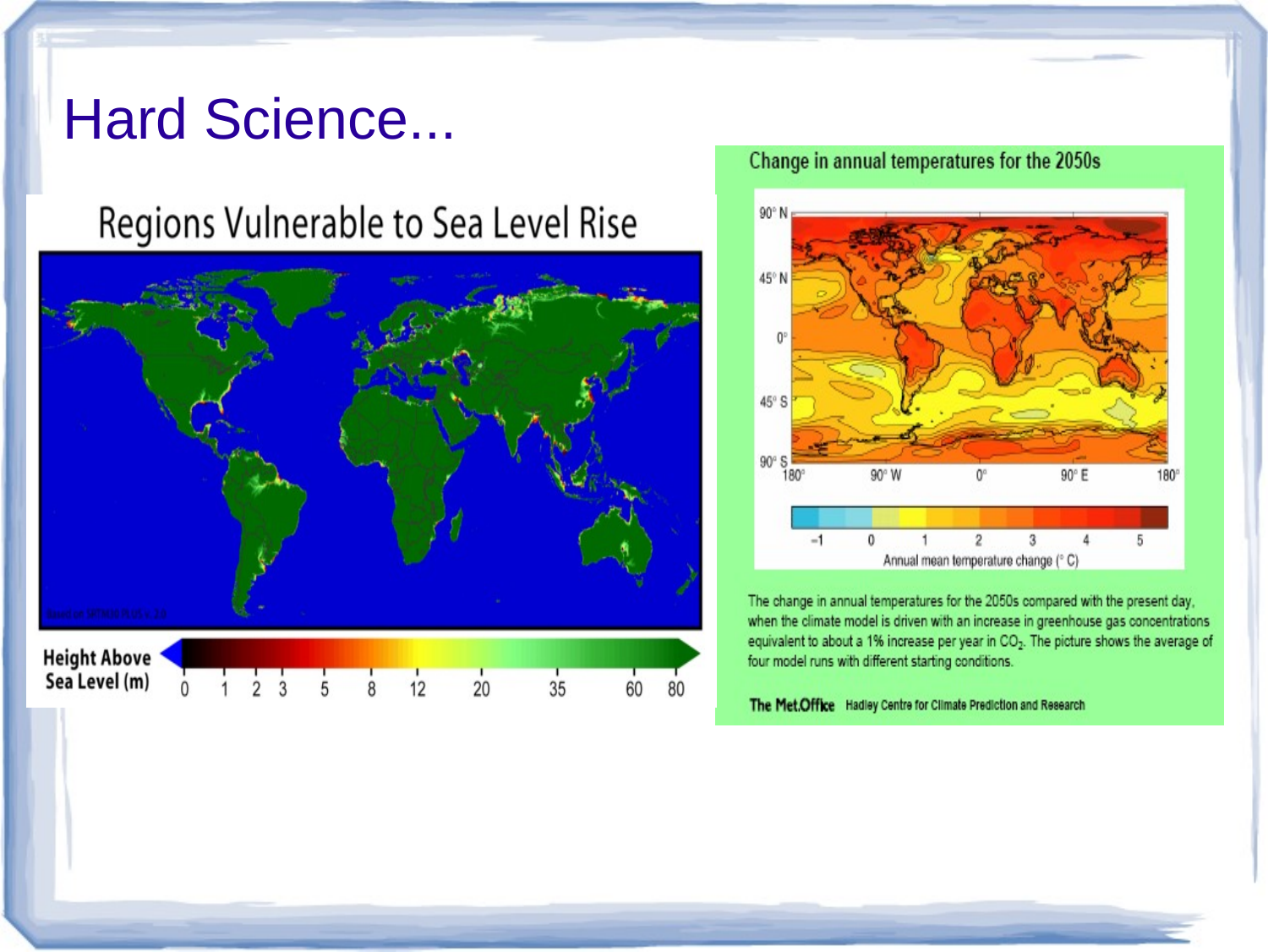# Hard Science...

## Regions Vulnerable to Sea Level Rise

Height Above Sea Level (m)

0 1 2 3 5 8 12 20 35 60 80

## Change in annual temperatures for the 2050s

90° N, 45° N, 0°, 45° S, 90° S

180°, 90° W, 0°, 90° E, 180°

−1 0 1 2 3 4 5

Annual mean temperature change (° C)

The change in annual temperatures for the 2050s compared with the present day, when the climate model is driven with an increase in greenhouse gas concentrations equivalent to about a 1% increase per year in $CO_2$. The picture shows the average of four model runs with different starting conditions.

The Met.Office Hadley Centre for Climate Prediction and Research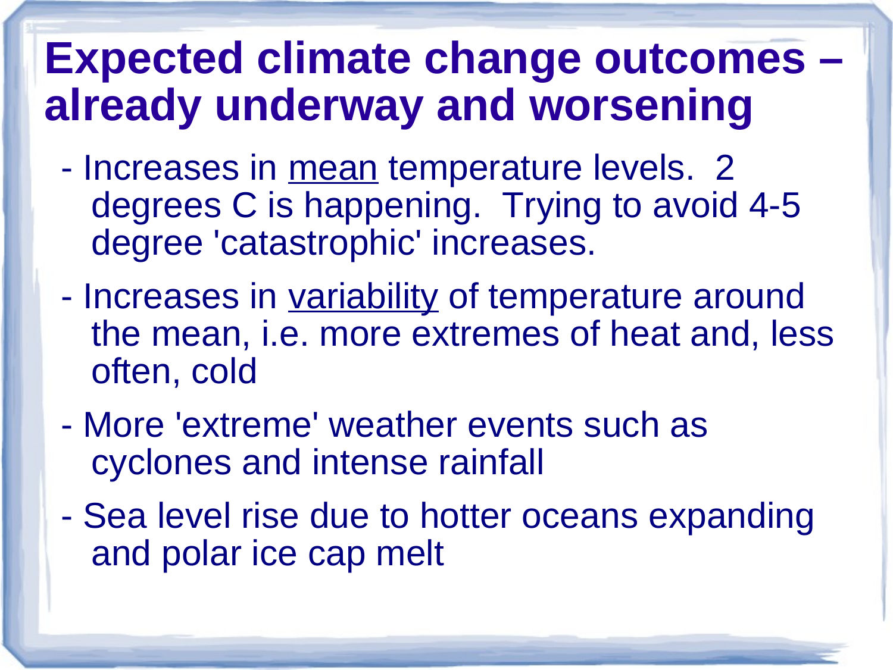# Expected climate change outcomes – already underway and worsening

- Increases in <u>mean</u> temperature levels. 2 degrees C is happening. Trying to avoid 4-5 degree 'catastrophic' increases.
- Increases in <u>variability</u> of temperature around the mean, i.e. more extremes of heat and, less often, cold
- More 'extreme' weather events such as cyclones and intense rainfall
- Sea level rise due to hotter oceans expanding and polar ice cap melt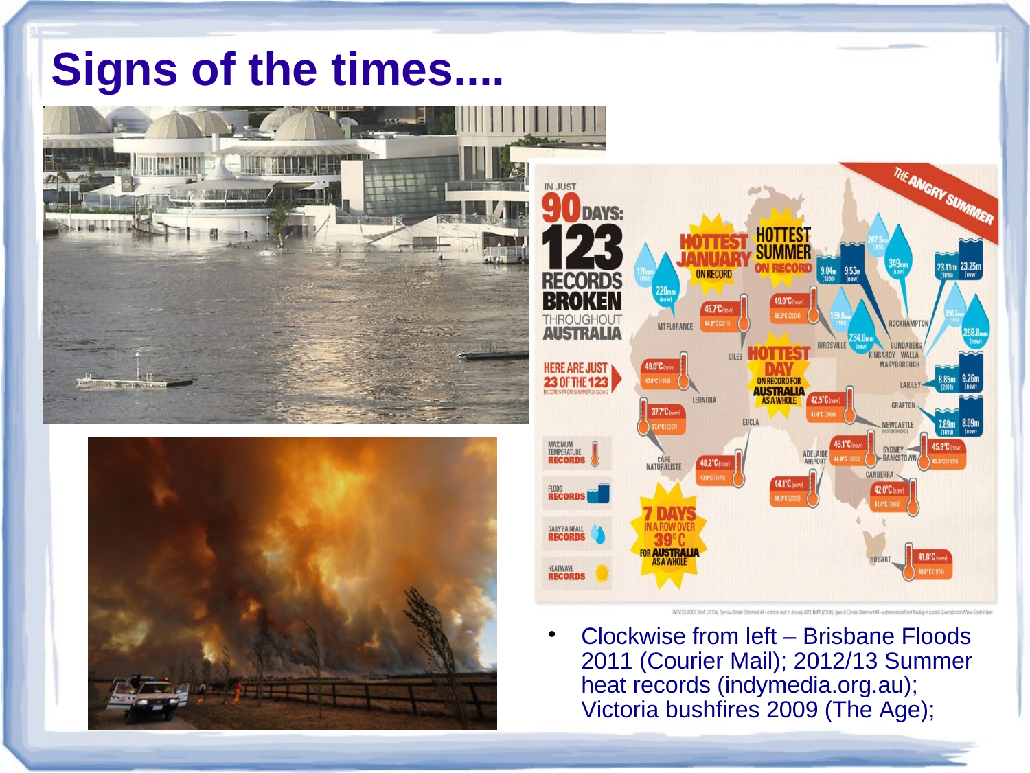# Signs of the times....

- Clockwise from left – Brisbane Floods 2011 (Courier Mail); 2012/13 Summer heat records (indymedia.org.au); Victoria bushfires 2009 (The Age);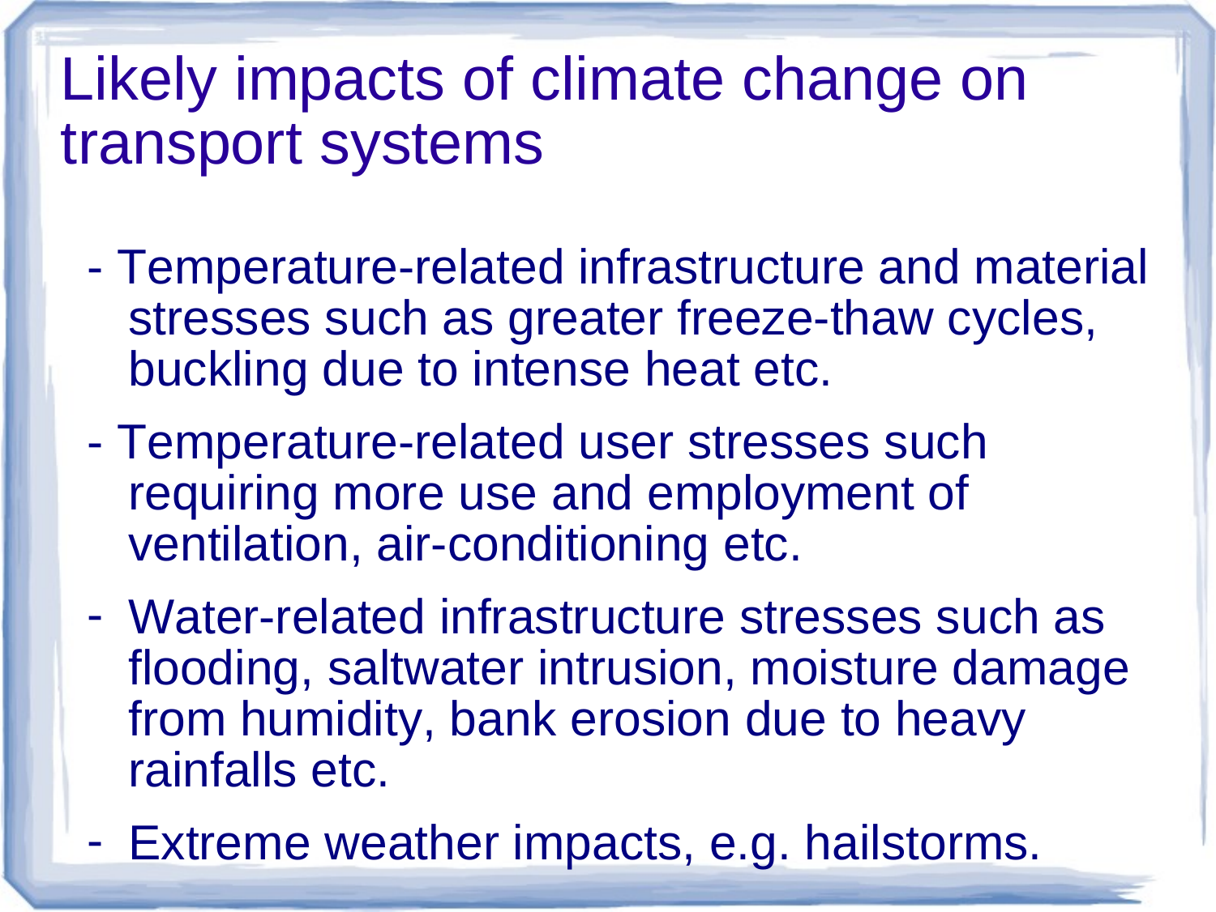# Likely impacts of climate change on transport systems

- Temperature-related infrastructure and material stresses such as greater freeze-thaw cycles, buckling due to intense heat etc.
- Temperature-related user stresses such requiring more use and employment of ventilation, air-conditioning etc.
- Water-related infrastructure stresses such as flooding, saltwater intrusion, moisture damage from humidity, bank erosion due to heavy rainfalls etc.
- Extreme weather impacts, e.g. hailstorms.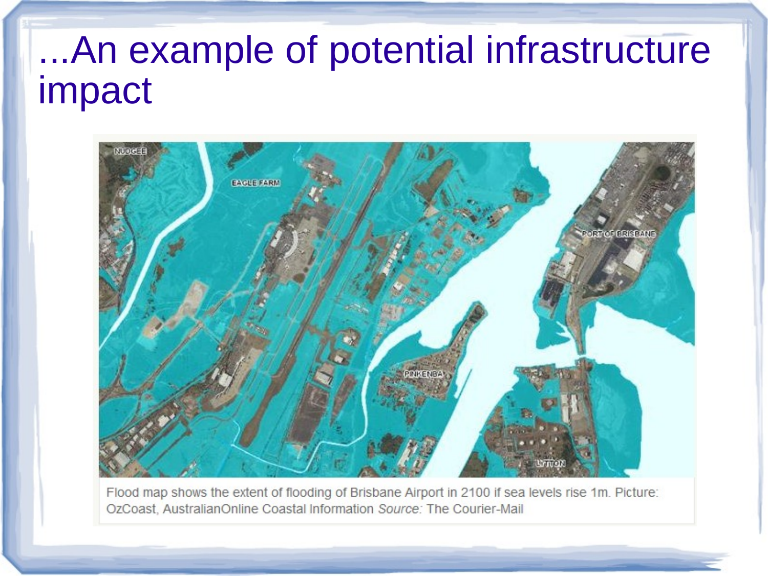# ...An example of potential infrastructure impact

Flood map shows the extent of flooding of Brisbane Airport in 2100 if sea levels rise 1m. Picture: OzCoast, AustralianOnline Coastal Information *Source:* The Courier-Mail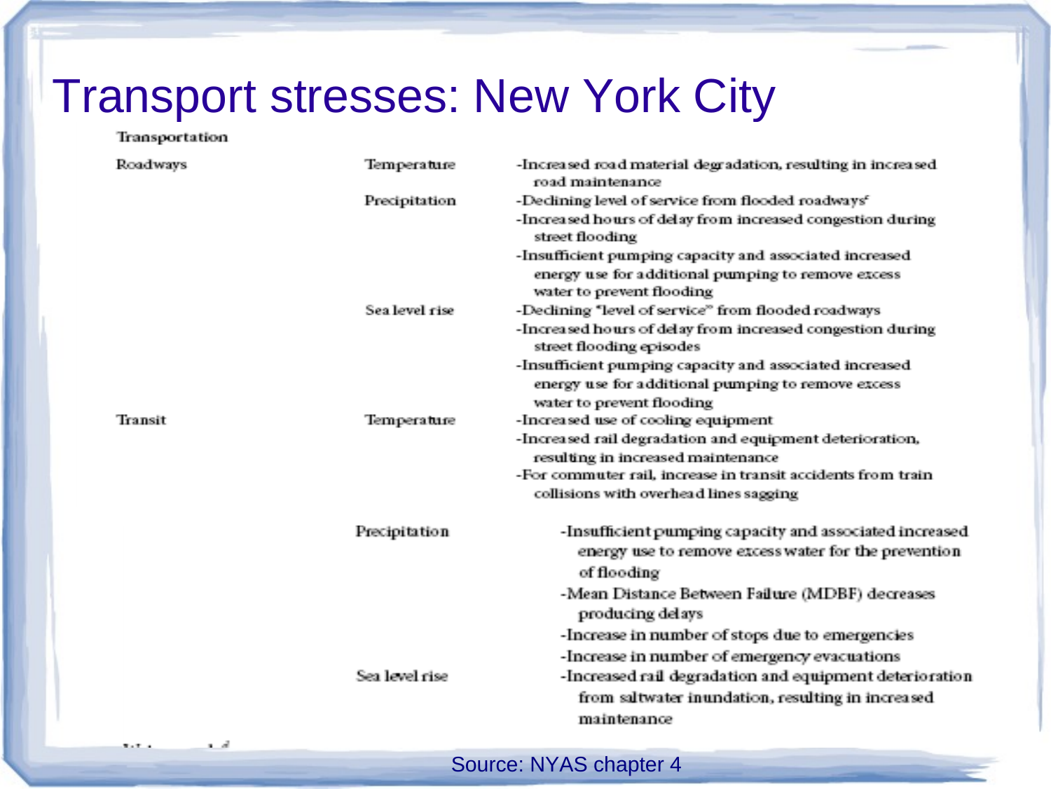# Transport stresses: New York City

| Transportation | | |
|---|---|---|
| Roadways | Temperature | -Increased road material degradation, resulting in increased road maintenance |
| | Precipitation | -Declining level of service from flooded roadways[c]<br>-Increased hours of delay from increased congestion during street flooding<br>-Insufficient pumping capacity and associated increased energy use for additional pumping to remove excess water to prevent flooding |
| | Sea level rise | -Declining "level of service" from flooded roadways<br>-Increased hours of delay from increased congestion during street flooding episodes<br>-Insufficient pumping capacity and associated increased energy use for additional pumping to remove excess water to prevent flooding |
| Transit | Temperature | -Increased use of cooling equipment<br>-Increased rail degradation and equipment deterioration, resulting in increased maintenance<br>-For commuter rail, increase in transit accidents from train collisions with overhead lines sagging |
| | Precipitation | -Insufficient pumping capacity and associated increased energy use to remove excess water for the prevention of flooding<br>-Mean Distance Between Failure (MDBF) decreases producing delays<br>-Increase in number of stops due to emergencies<br>-Increase in number of emergency evacuations |
| | Sea level rise | -Increased rail degradation and equipment deterioration from saltwater inundation, resulting in increased maintenance |

Source: NYAS chapter 4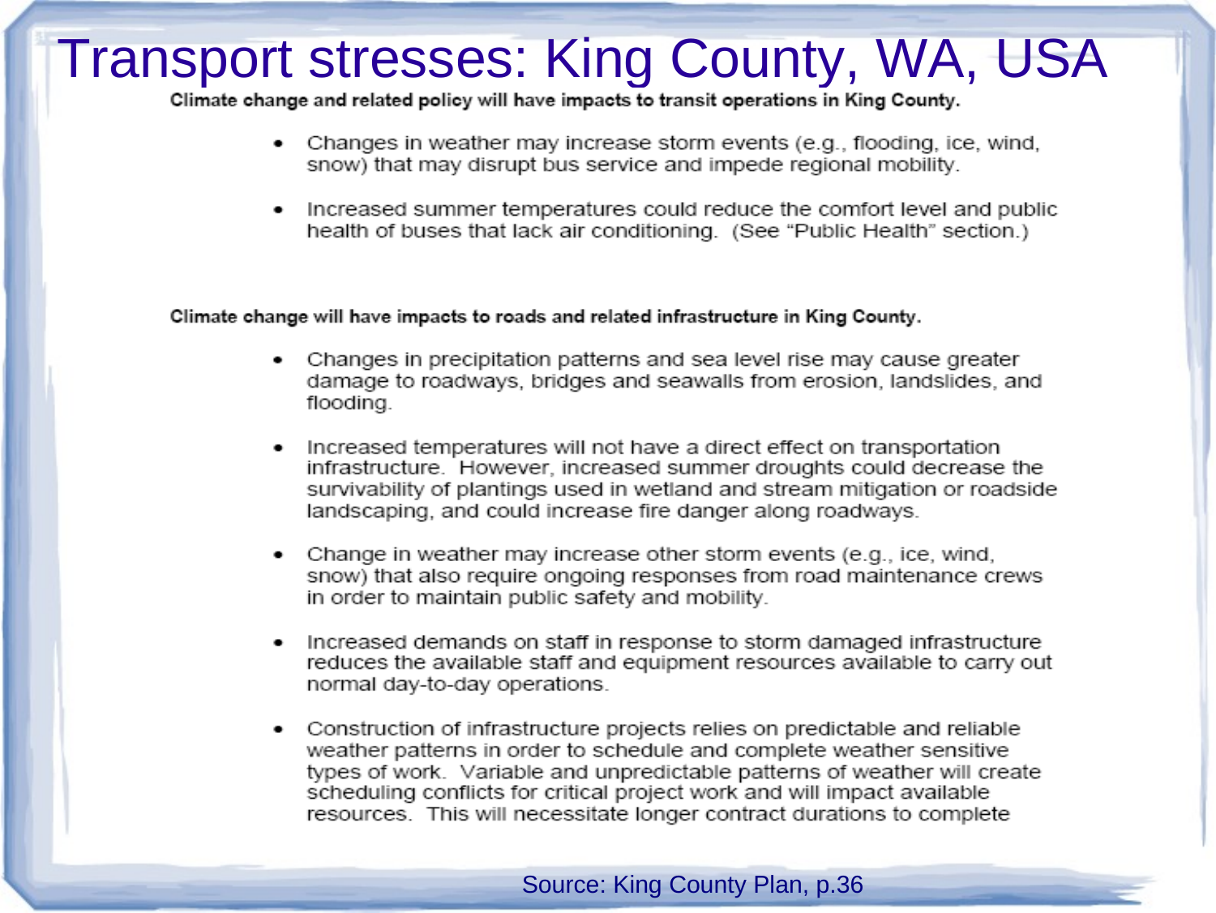# Transport stresses: King County, WA, USA

**Climate change and related policy will have impacts to transit operations in King County.**

- Changes in weather may increase storm events (e.g., flooding, ice, wind, snow) that may disrupt bus service and impede regional mobility.
- Increased summer temperatures could reduce the comfort level and public health of buses that lack air conditioning. (See "Public Health" section.)

**Climate change will have impacts to roads and related infrastructure in King County.**

- Changes in precipitation patterns and sea level rise may cause greater damage to roadways, bridges and seawalls from erosion, landslides, and flooding.
- Increased temperatures will not have a direct effect on transportation infrastructure. However, increased summer droughts could decrease the survivability of plantings used in wetland and stream mitigation or roadside landscaping, and could increase fire danger along roadways.
- Change in weather may increase other storm events (e.g., ice, wind, snow) that also require ongoing responses from road maintenance crews in order to maintain public safety and mobility.
- Increased demands on staff in response to storm damaged infrastructure reduces the available staff and equipment resources available to carry out normal day-to-day operations.
- Construction of infrastructure projects relies on predictable and reliable weather patterns in order to schedule and complete weather sensitive types of work. Variable and unpredictable patterns of weather will create scheduling conflicts for critical project work and will impact available resources. This will necessitate longer contract durations to complete

Source: King County Plan, p.36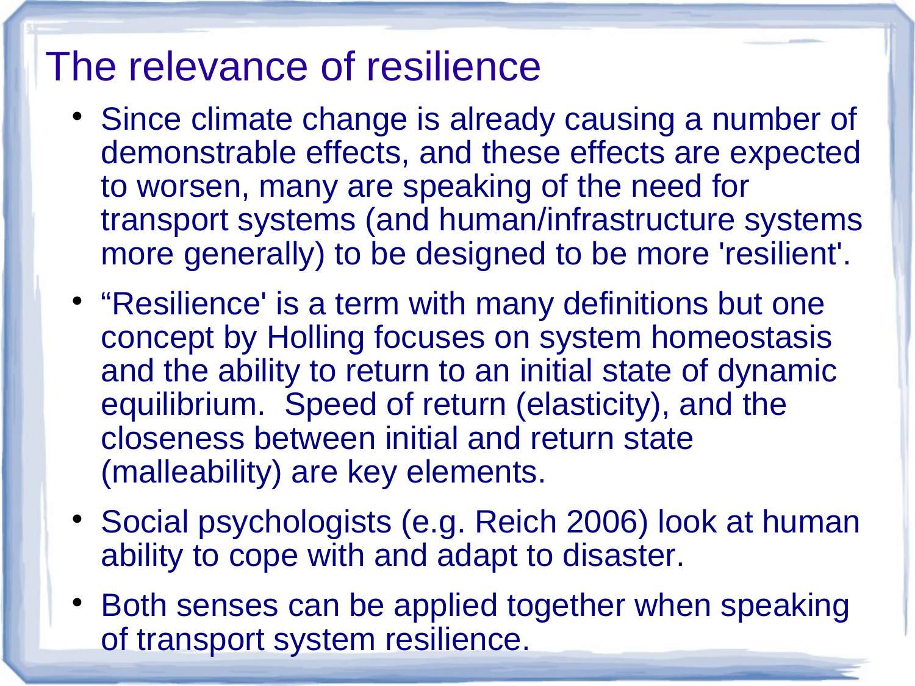# The relevance of resilience

- Since climate change is already causing a number of demonstrable effects, and these effects are expected to worsen, many are speaking of the need for transport systems (and human/infrastructure systems more generally) to be designed to be more 'resilient'.
- “Resilience' is a term with many definitions but one concept by Holling focuses on system homeostasis and the ability to return to an initial state of dynamic equilibrium. Speed of return (elasticity), and the closeness between initial and return state (malleability) are key elements.
- Social psychologists (e.g. Reich 2006) look at human ability to cope with and adapt to disaster.
- Both senses can be applied together when speaking of transport system resilience.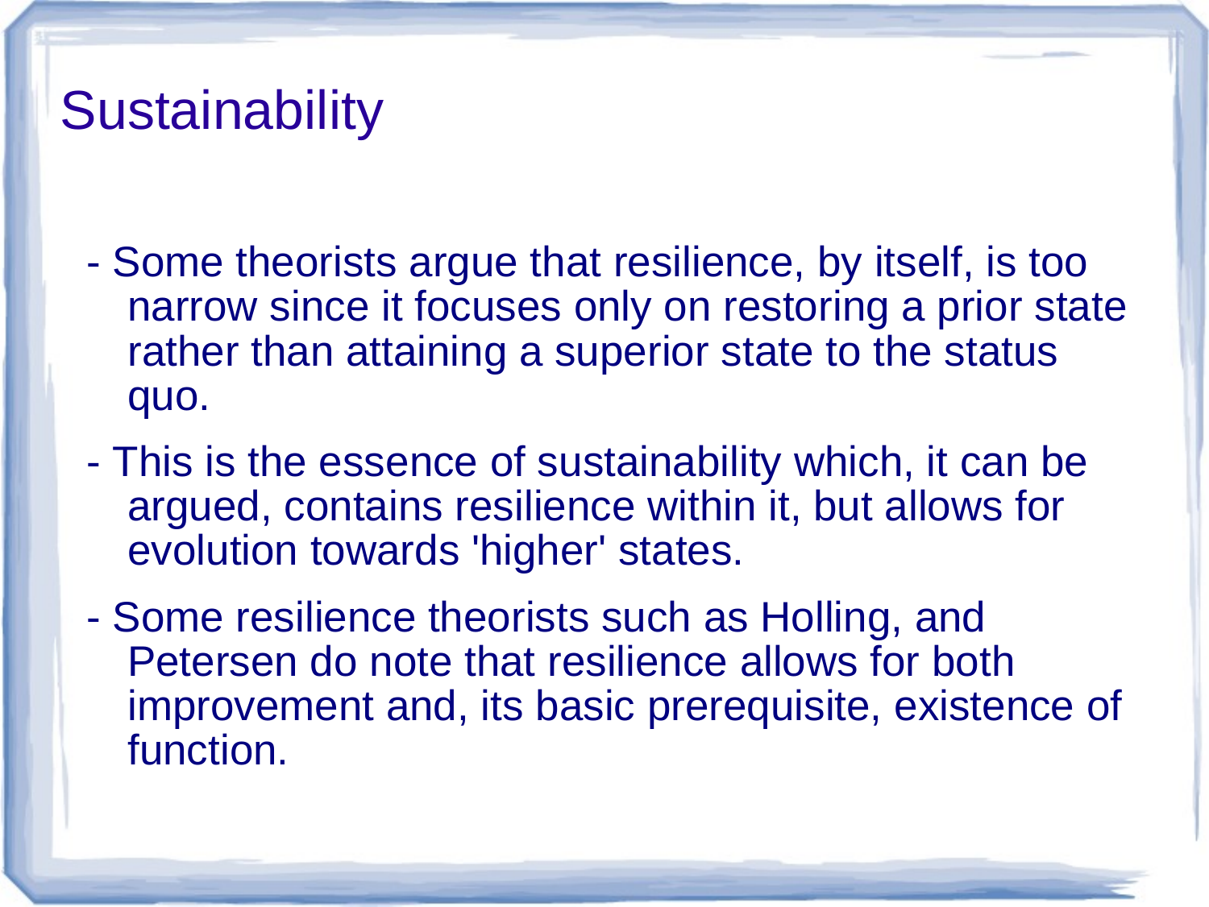# Sustainability

- Some theorists argue that resilience, by itself, is too narrow since it focuses only on restoring a prior state rather than attaining a superior state to the status quo.
- This is the essence of sustainability which, it can be argued, contains resilience within it, but allows for evolution towards 'higher' states.
- Some resilience theorists such as Holling, and Petersen do note that resilience allows for both improvement and, its basic prerequisite, existence of function.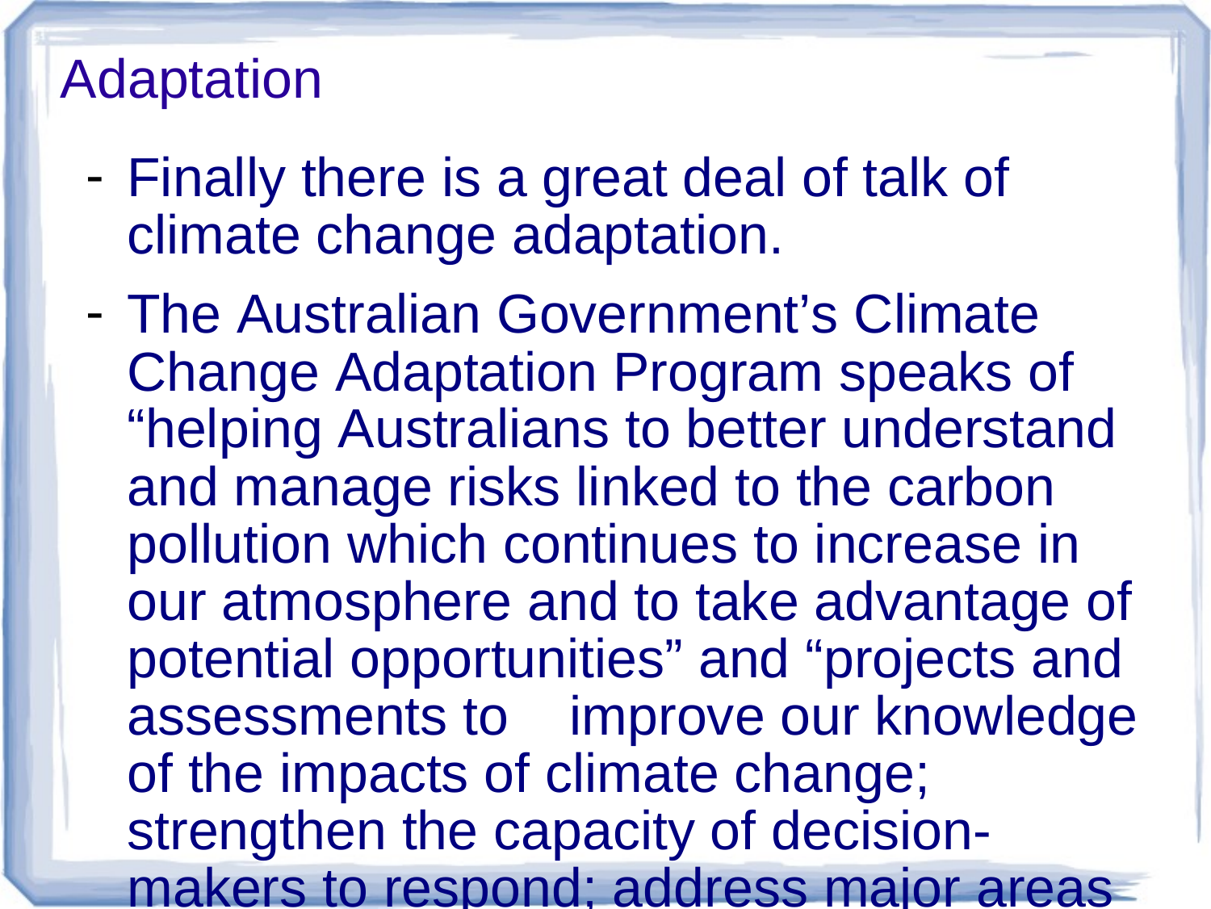# Adaptation

- Finally there is a great deal of talk of climate change adaptation.
- The Australian Government's Climate Change Adaptation Program speaks of "helping Australians to better understand and manage risks linked to the carbon pollution which continues to increase in our atmosphere and to take advantage of potential opportunities" and "projects and assessments to improve our knowledge of the impacts of climate change; strengthen the capacity of decision-makers to respond; address major areas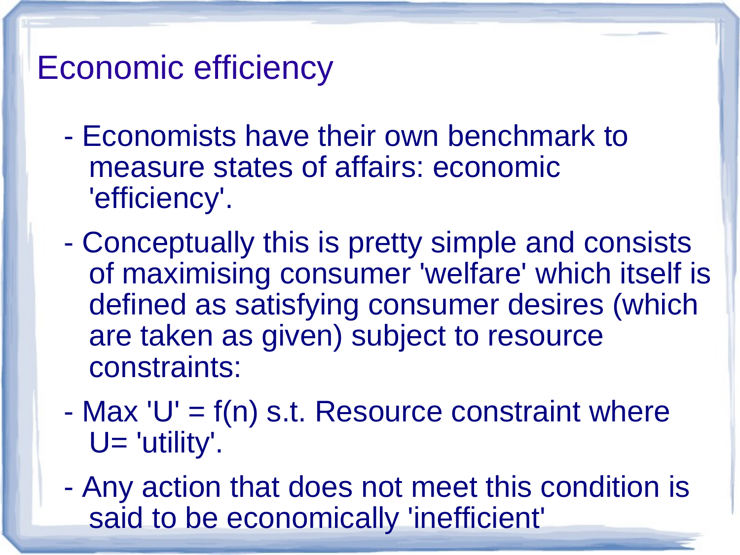# Economic efficiency

- Economists have their own benchmark to measure states of affairs: economic 'efficiency'.
- Conceptually this is pretty simple and consists of maximising consumer 'welfare' which itself is defined as satisfying consumer desires (which are taken as given) subject to resource constraints:
- Max 'U' = f(n) s.t. Resource constraint where U= 'utility'.
- Any action that does not meet this condition is said to be economically 'inefficient'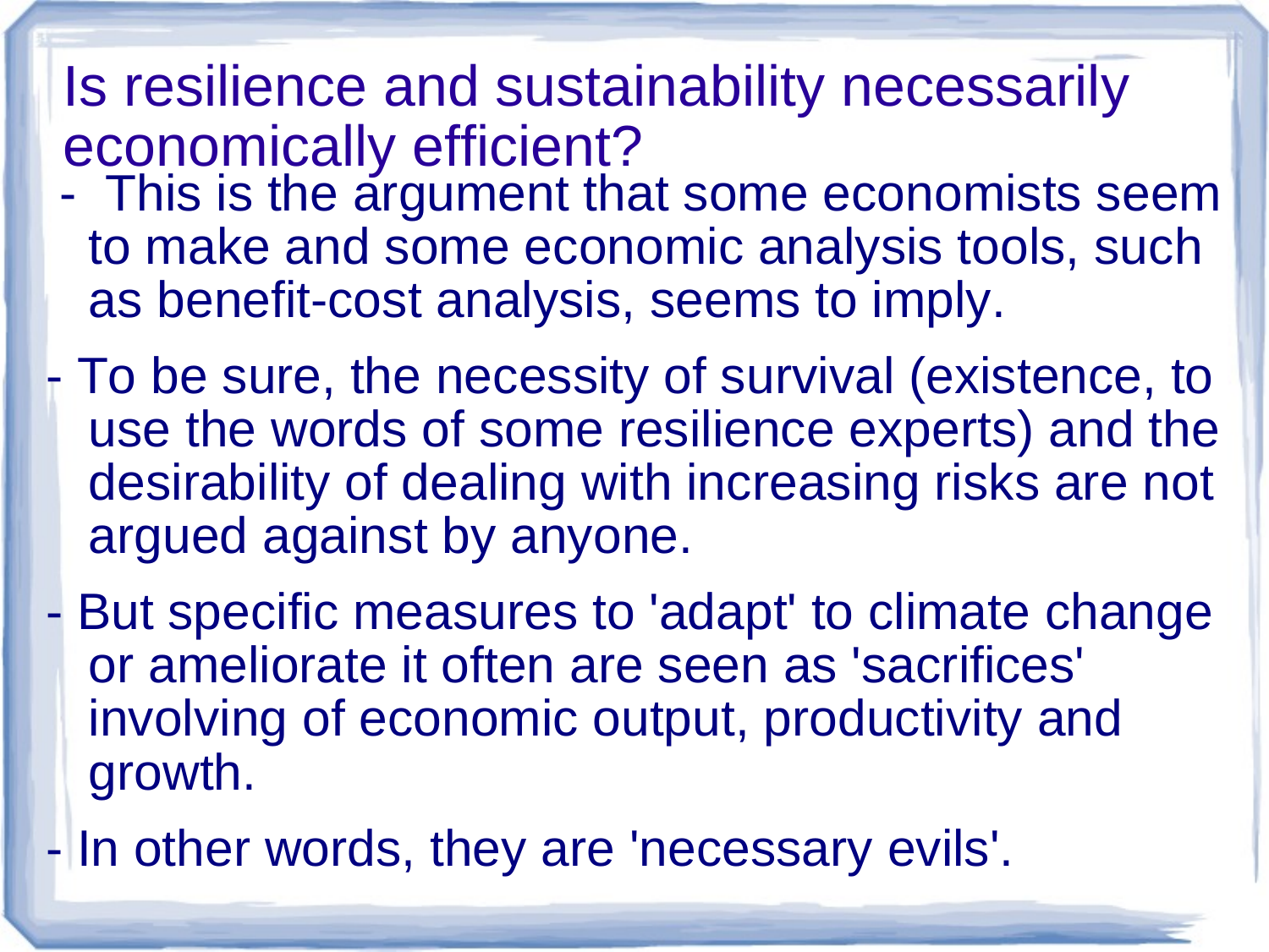# Is resilience and sustainability necessarily economically efficient?

- This is the argument that some economists seem to make and some economic analysis tools, such as benefit-cost analysis, seems to imply.
- To be sure, the necessity of survival (existence, to use the words of some resilience experts) and the desirability of dealing with increasing risks are not argued against by anyone.
- But specific measures to 'adapt' to climate change or ameliorate it often are seen as 'sacrifices' involving of economic output, productivity and growth.
- In other words, they are 'necessary evils'.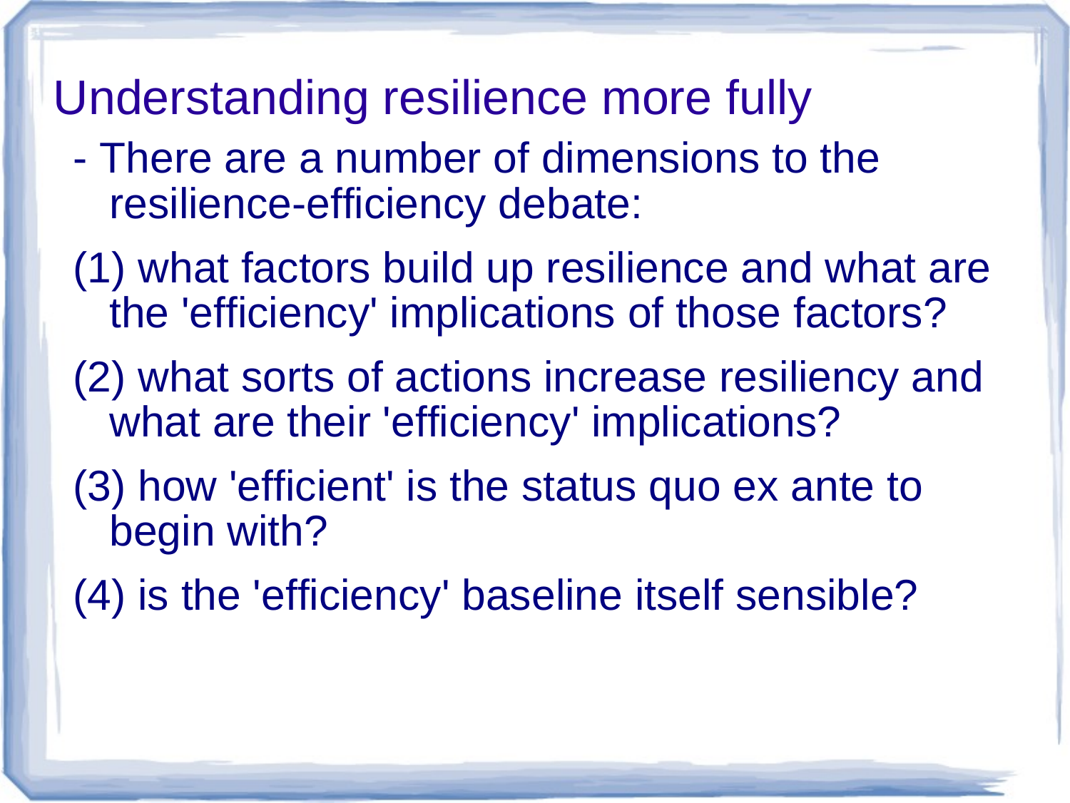## Understanding resilience more fully

- There are a number of dimensions to the resilience-efficiency debate:

(1) what factors build up resilience and what are the 'efficiency' implications of those factors?

(2) what sorts of actions increase resiliency and what are their 'efficiency' implications?

(3) how 'efficient' is the status quo ex ante to begin with?

(4) is the 'efficiency' baseline itself sensible?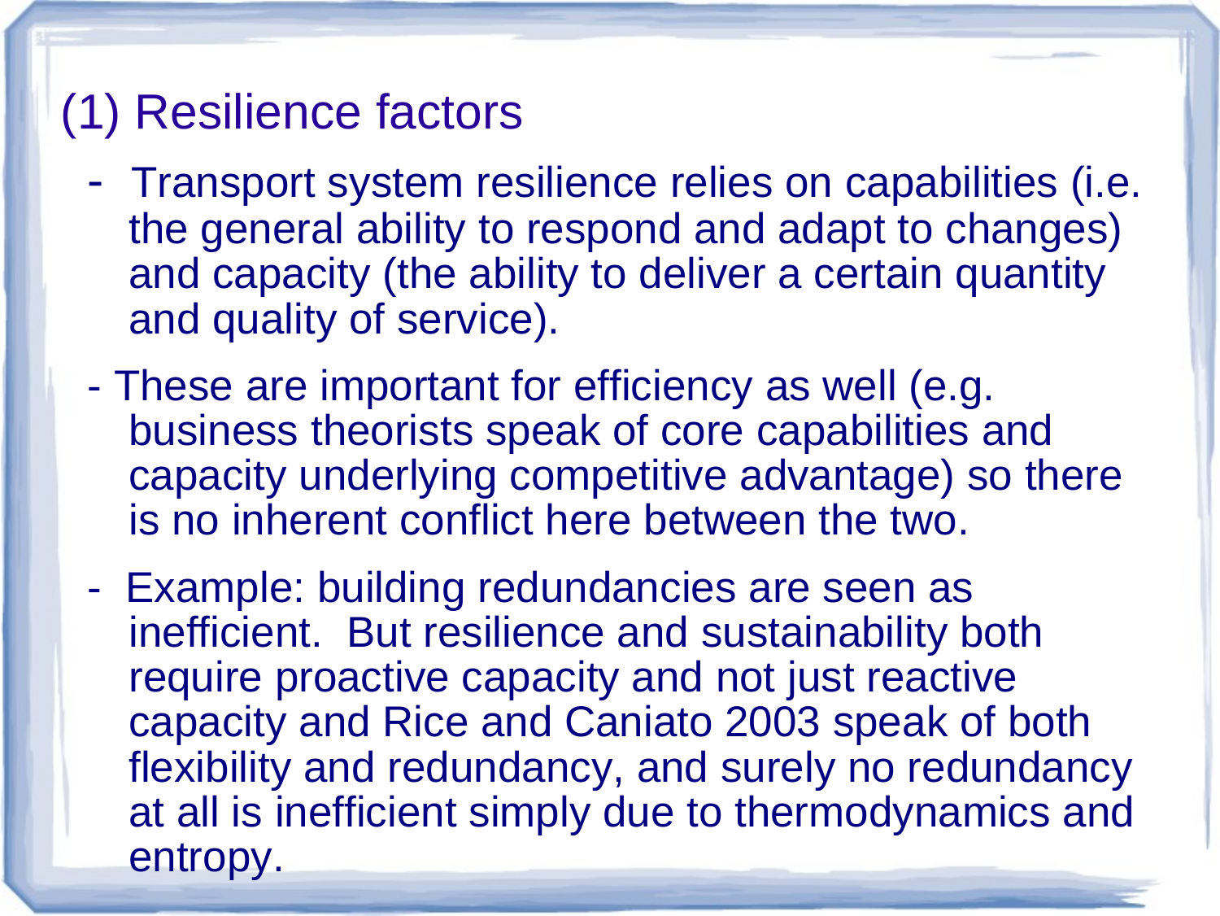# (1) Resilience factors

- Transport system resilience relies on capabilities (i.e. the general ability to respond and adapt to changes) and capacity (the ability to deliver a certain quantity and quality of service).
- These are important for efficiency as well (e.g. business theorists speak of core capabilities and capacity underlying competitive advantage) so there is no inherent conflict here between the two.
- Example: building redundancies are seen as inefficient. But resilience and sustainability both require proactive capacity and not just reactive capacity and Rice and Caniato 2003 speak of both flexibility and redundancy, and surely no redundancy at all is inefficient simply due to thermodynamics and entropy.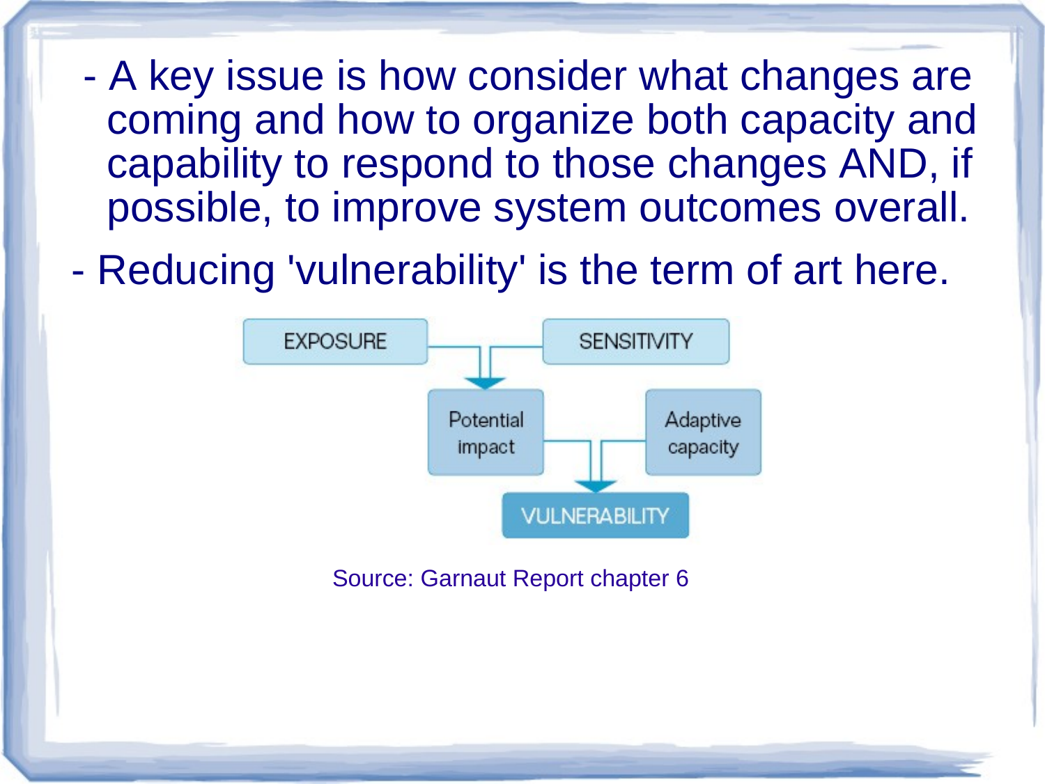- A key issue is how consider what changes are coming and how to organize both capacity and capability to respond to those changes AND, if possible, to improve system outcomes overall.
- Reducing 'vulnerability' is the term of art here.

EXPOSURE → Potential impact ← SENSITIVITY

Potential impact → VULNERABILITY ← Adaptive capacity

Source: Garnaut Report chapter 6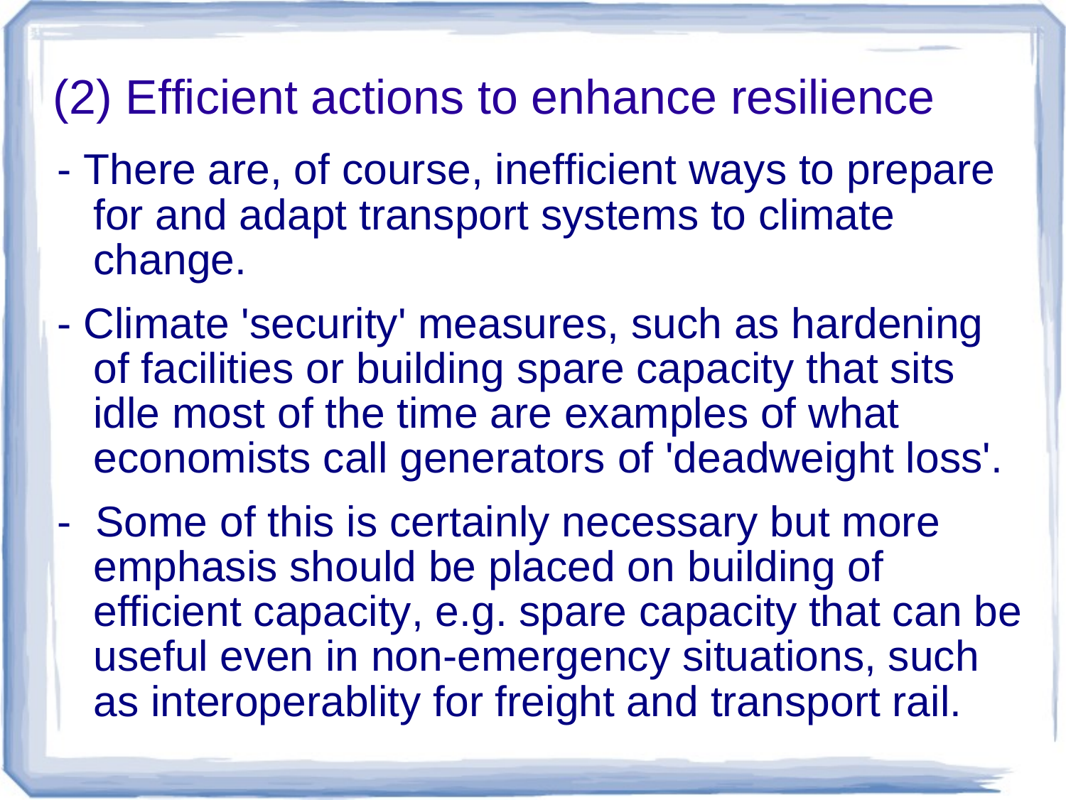# (2) Efficient actions to enhance resilience

- There are, of course, inefficient ways to prepare for and adapt transport systems to climate change.
- Climate 'security' measures, such as hardening of facilities or building spare capacity that sits idle most of the time are examples of what economists call generators of 'deadweight loss'.
- Some of this is certainly necessary but more emphasis should be placed on building of efficient capacity, e.g. spare capacity that can be useful even in non-emergency situations, such as interoperablity for freight and transport rail.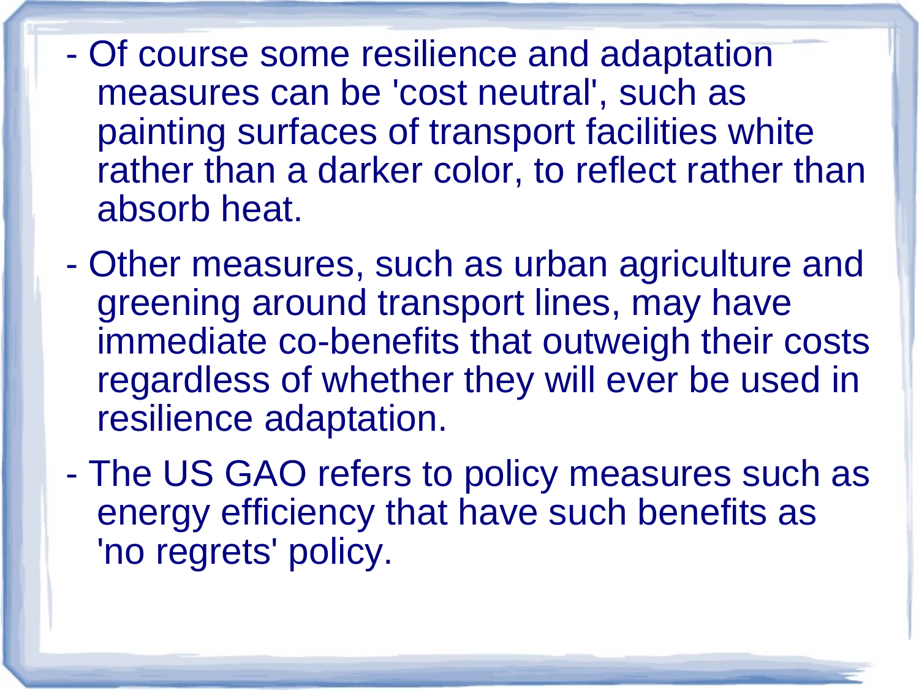- Of course some resilience and adaptation measures can be 'cost neutral', such as painting surfaces of transport facilities white rather than a darker color, to reflect rather than absorb heat.
- Other measures, such as urban agriculture and greening around transport lines, may have immediate co-benefits that outweigh their costs regardless of whether they will ever be used in resilience adaptation.
- The US GAO refers to policy measures such as energy efficiency that have such benefits as 'no regrets' policy.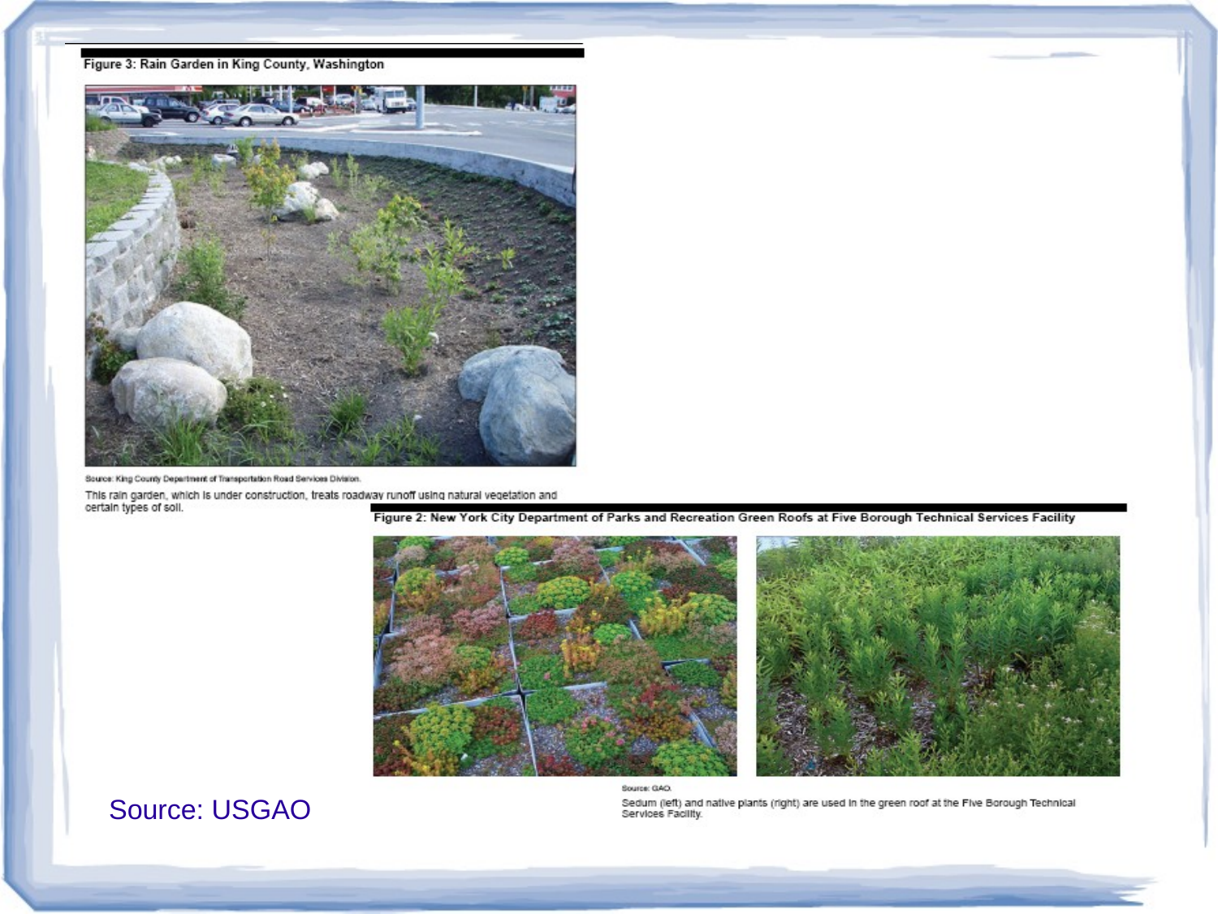Figure 3: Rain Garden in King County, Washington

Source: King County Department of Transportation Road Services Division.

This rain garden, which is under construction, treats roadway runoff using natural vegetation and certain types of soil.

Figure 2: New York City Department of Parks and Recreation Green Roofs at Five Borough Technical Services Facility

Source: GAO.

Sedum (left) and native plants (right) are used in the green roof at the Five Borough Technical Services Facility.

Source: USGAO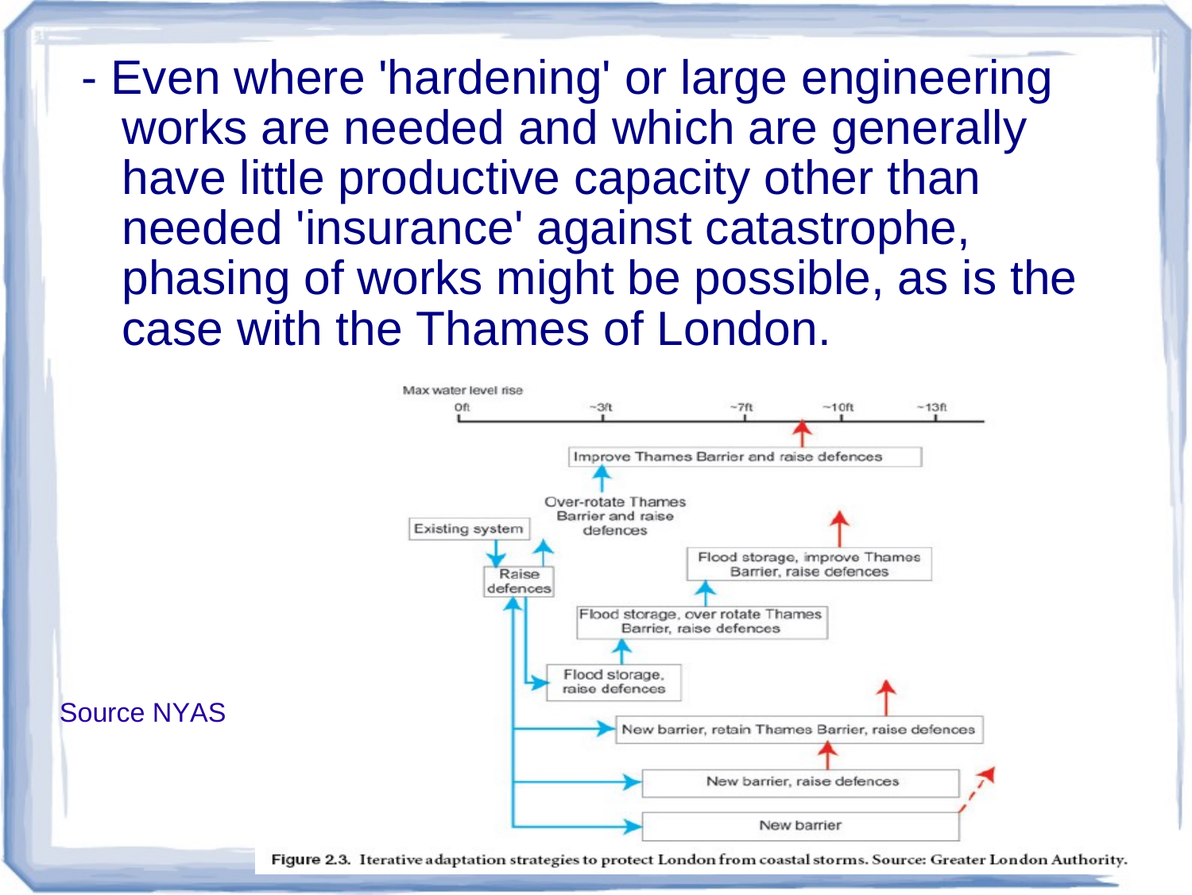- Even where 'hardening' or large engineering works are needed and which are generally have little productive capacity other than needed 'insurance' against catastrophe, phasing of works might be possible, as is the case with the Thames of London.

Max water level rise

0ft | ~3ft | ~7ft | ~10ft | ~13ft

- Existing system
- Raise defences
- Over-rotate Thames Barrier and raise defences
- Improve Thames Barrier and raise defences
- Flood storage, raise defences
- Flood storage, over rotate Thames Barrier, raise defences
- Flood storage, improve Thames Barrier, raise defences
- New barrier, retain Thames Barrier, raise defences
- New barrier, raise defences
- New barrier

Source NYAS

**Figure 2.3.** Iterative adaptation strategies to protect London from coastal storms. Source: Greater London Authority.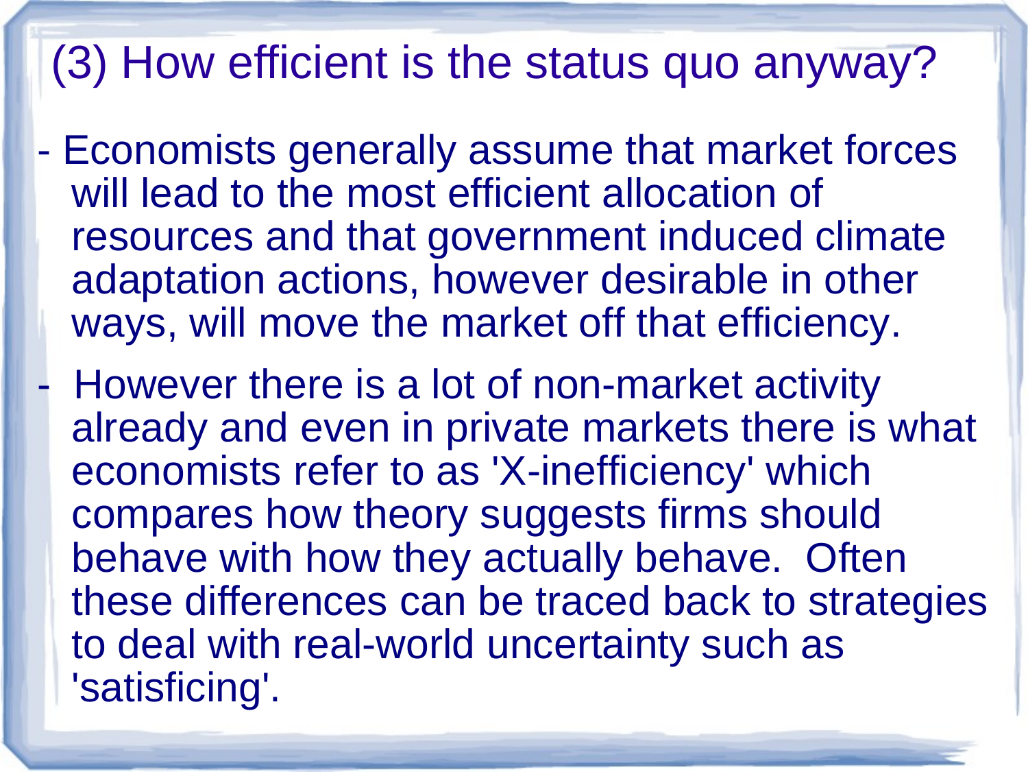# (3) How efficient is the status quo anyway?

- Economists generally assume that market forces will lead to the most efficient allocation of resources and that government induced climate adaptation actions, however desirable in other ways, will move the market off that efficiency.
- However there is a lot of non-market activity already and even in private markets there is what economists refer to as 'X-inefficiency' which compares how theory suggests firms should behave with how they actually behave. Often these differences can be traced back to strategies to deal with real-world uncertainty such as 'satisficing'.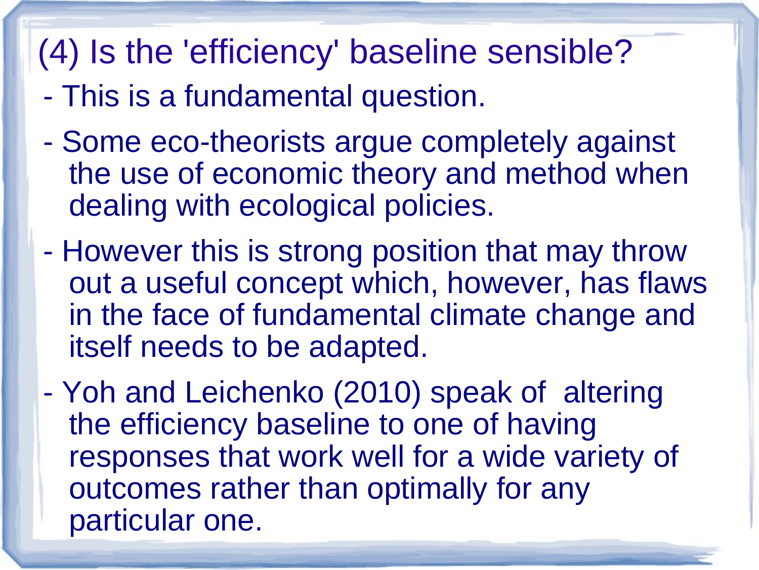# (4) Is the 'efficiency' baseline sensible?

- This is a fundamental question.
- Some eco-theorists argue completely against the use of economic theory and method when dealing with ecological policies.
- However this is strong position that may throw out a useful concept which, however, has flaws in the face of fundamental climate change and itself needs to be adapted.
- Yoh and Leichenko (2010) speak of altering the efficiency baseline to one of having responses that work well for a wide variety of outcomes rather than optimally for any particular one.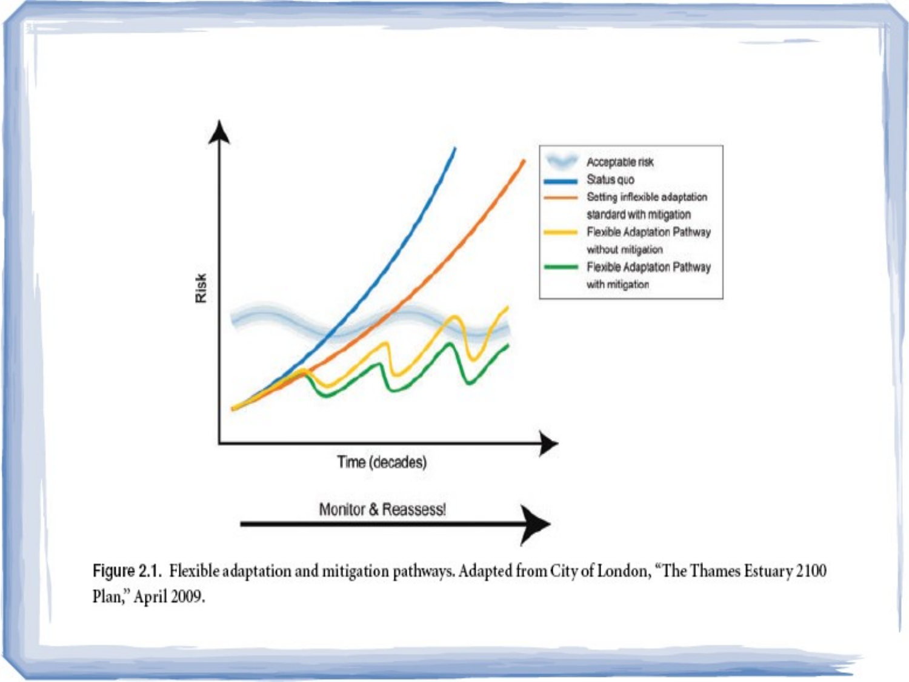**Figure 2.1.** Flexible adaptation and mitigation pathways. Adapted from City of London, "The Thames Estuary 2100 Plan," April 2009.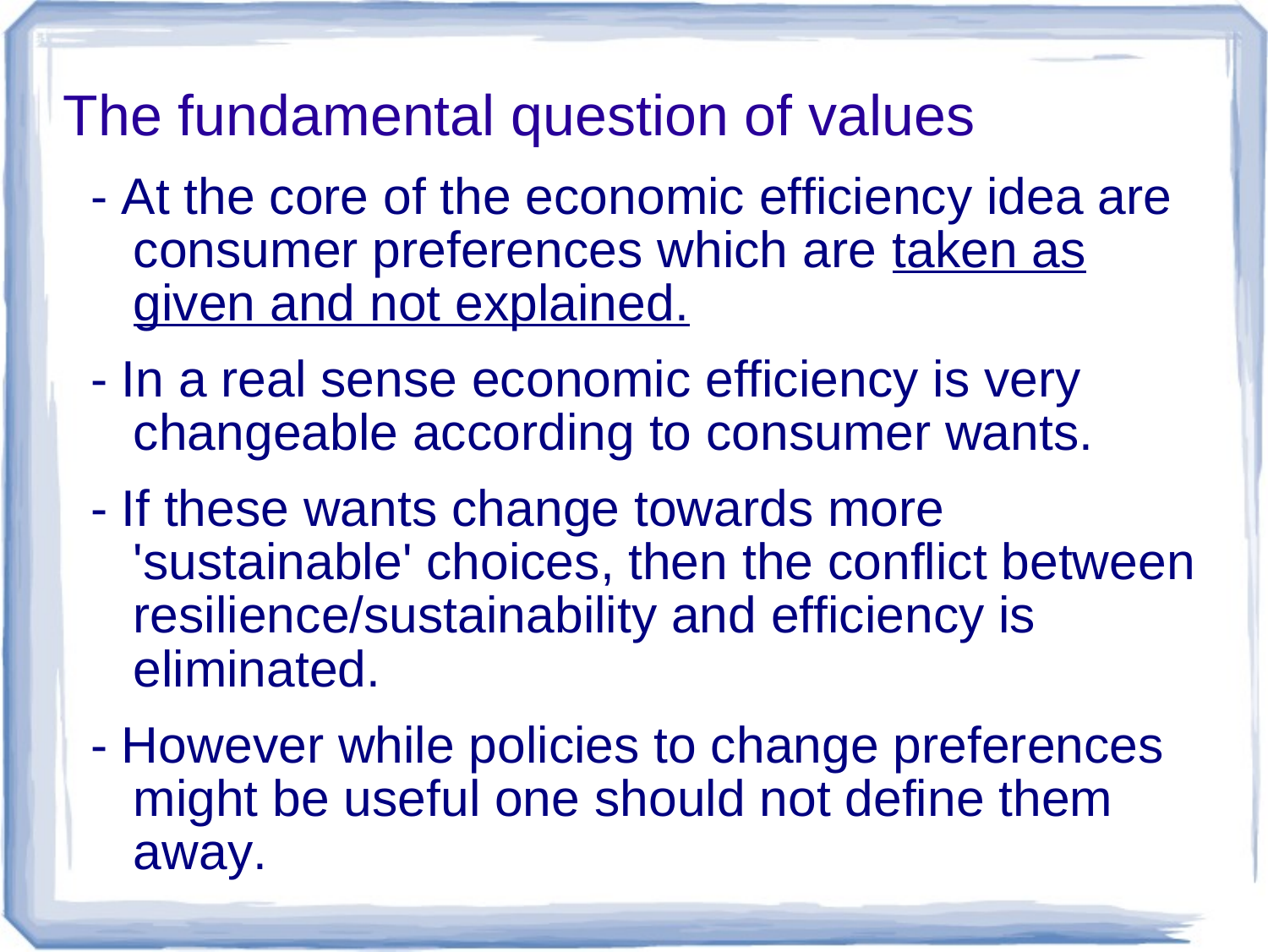# The fundamental question of values

- At the core of the economic efficiency idea are consumer preferences which are <u>taken as given and not explained.</u>
- In a real sense economic efficiency is very changeable according to consumer wants.
- If these wants change towards more 'sustainable' choices, then the conflict between resilience/sustainability and efficiency is eliminated.
- However while policies to change preferences might be useful one should not define them away.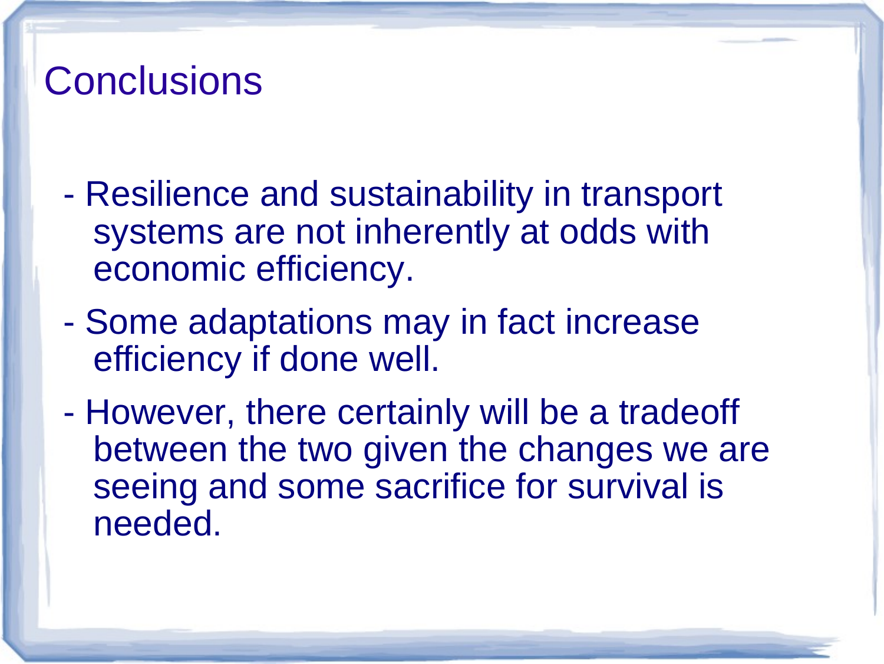# Conclusions

- Resilience and sustainability in transport systems are not inherently at odds with economic efficiency.
- Some adaptations may in fact increase efficiency if done well.
- However, there certainly will be a tradeoff between the two given the changes we are seeing and some sacrifice for survival is needed.